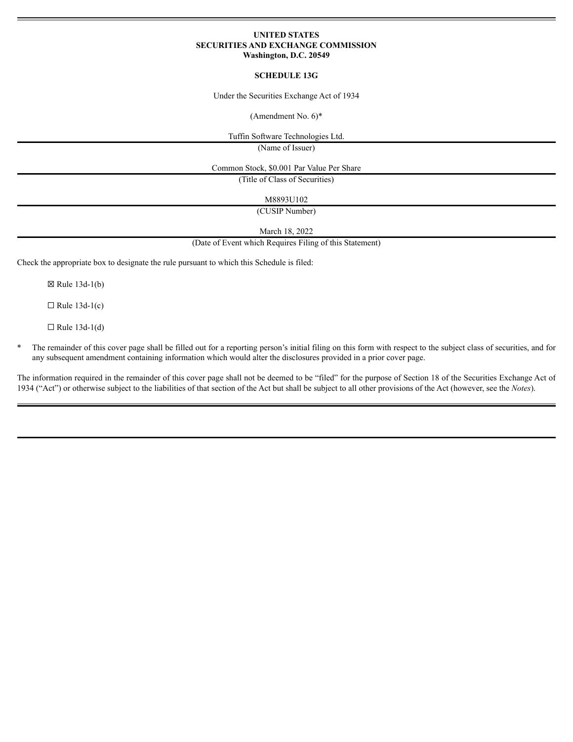**UNITED STATES**
**SECURITIES AND EXCHANGE COMMISSION**
**Washington, D.C. 20549**

**SCHEDULE 13G**

Under the Securities Exchange Act of 1934

(Amendment No. 6)*

Tuffin Software Technologies Ltd.

(Name of Issuer)

Common Stock, $0.001 Par Value Per Share

(Title of Class of Securities)

M8893U102

(CUSIP Number)

March 18, 2022

(Date of Event which Requires Filing of this Statement)

Check the appropriate box to designate the rule pursuant to which this Schedule is filed:

☒ Rule 13d-1(b)

☐ Rule 13d-1(c)

☐ Rule 13d-1(d)

* The remainder of this cover page shall be filled out for a reporting person's initial filing on this form with respect to the subject class of securities, and for any subsequent amendment containing information which would alter the disclosures provided in a prior cover page.

The information required in the remainder of this cover page shall not be deemed to be "filed" for the purpose of Section 18 of the Securities Exchange Act of 1934 ("Act") or otherwise subject to the liabilities of that section of the Act but shall be subject to all other provisions of the Act (however, see the *Notes*).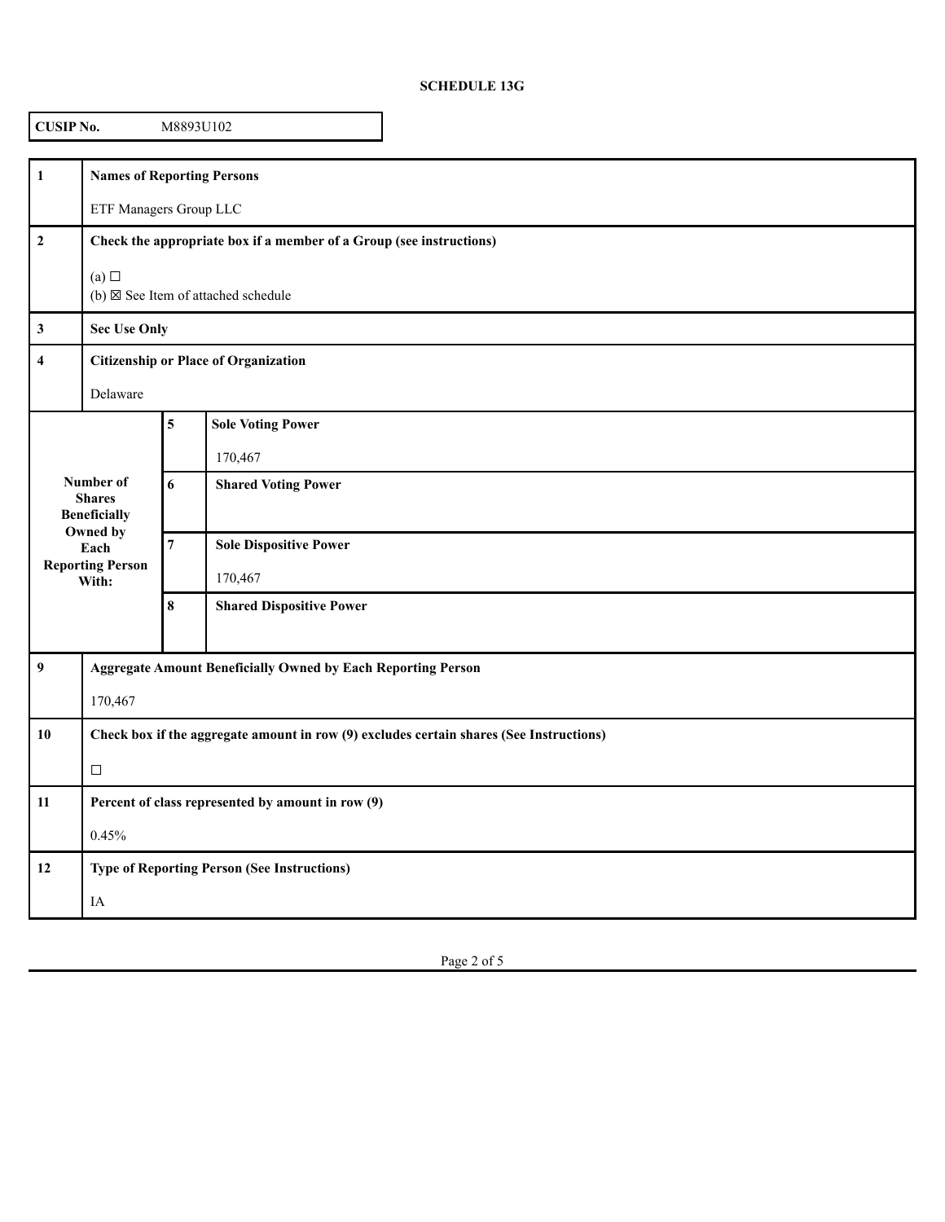**SCHEDULE 13G**

| **CUSIP No.** | M8893U102 |
|---|---|

| | | | |
|---|---|---|---|
| **1** | **Names of Reporting Persons**<br><br>ETF Managers Group LLC | | |
| **2** | **Check the appropriate box if a member of a Group (see instructions)**<br><br>(a) ☐<br>(b) ☒ See Item of attached schedule | | |
| **3** | **Sec Use Only** | | |
| **4** | **Citizenship or Place of Organization**<br><br>Delaware | | |
| **Number of Shares Beneficially Owned by Each Reporting Person With:** | | **5** | **Sole Voting Power**<br><br>170,467 |
| | | **6** | **Shared Voting Power** |
| | | **7** | **Sole Dispositive Power**<br><br>170,467 |
| | | **8** | **Shared Dispositive Power** |
| **9** | **Aggregate Amount Beneficially Owned by Each Reporting Person**<br><br>170,467 | | |
| **10** | **Check box if the aggregate amount in row (9) excludes certain shares (See Instructions)**<br><br>☐ | | |
| **11** | **Percent of class represented by amount in row (9)**<br><br>0.45% | | |
| **12** | **Type of Reporting Person (See Instructions)**<br><br>IA | | |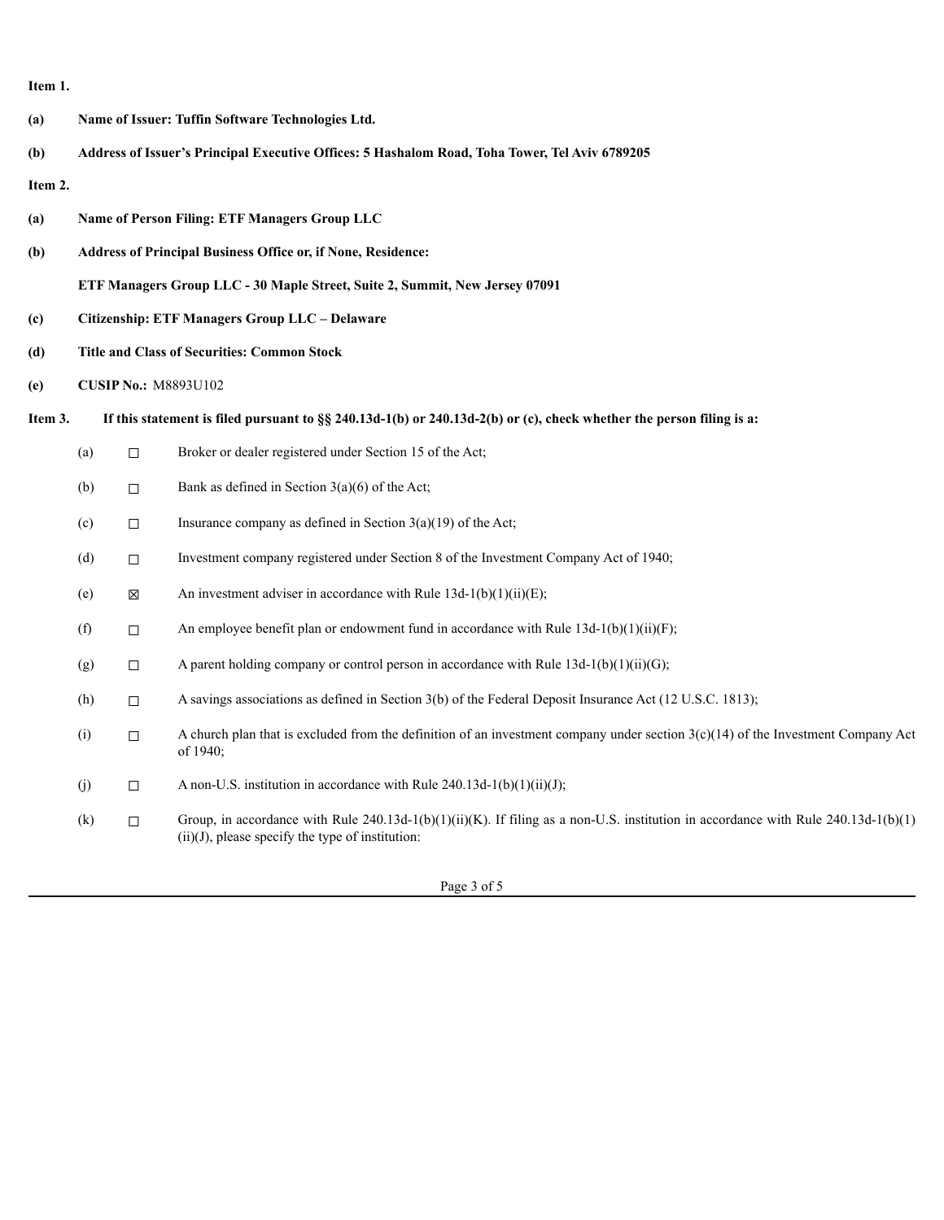**Item 1.**

**(a)** **Name of Issuer: Tuffin Software Technologies Ltd.**

**(b)** **Address of Issuer's Principal Executive Offices: 5 Hashalom Road, Toha Tower, Tel Aviv 6789205**

**Item 2.**

**(a)** **Name of Person Filing: ETF Managers Group LLC**

**(b)** **Address of Principal Business Office or, if None, Residence:**

**ETF Managers Group LLC - 30 Maple Street, Suite 2, Summit, New Jersey 07091**

**(c)** **Citizenship: ETF Managers Group LLC – Delaware**

**(d)** **Title and Class of Securities: Common Stock**

**(e)** **CUSIP No.:** M8893U102

**Item 3.** **If this statement is filed pursuant to §§ 240.13d-1(b) or 240.13d-2(b) or (c), check whether the person filing is a:**

(a) ☐ Broker or dealer registered under Section 15 of the Act;

(b) ☐ Bank as defined in Section 3(a)(6) of the Act;

(c) ☐ Insurance company as defined in Section 3(a)(19) of the Act;

(d) ☐ Investment company registered under Section 8 of the Investment Company Act of 1940;

(e) ☒ An investment adviser in accordance with Rule 13d-1(b)(1)(ii)(E);

(f) ☐ An employee benefit plan or endowment fund in accordance with Rule 13d-1(b)(1)(ii)(F);

(g) ☐ A parent holding company or control person in accordance with Rule 13d-1(b)(1)(ii)(G);

(h) ☐ A savings associations as defined in Section 3(b) of the Federal Deposit Insurance Act (12 U.S.C. 1813);

(i) ☐ A church plan that is excluded from the definition of an investment company under section 3(c)(14) of the Investment Company Act of 1940;

(j) ☐ A non-U.S. institution in accordance with Rule 240.13d-1(b)(1)(ii)(J);

(k) ☐ Group, in accordance with Rule 240.13d-1(b)(1)(ii)(K). If filing as a non-U.S. institution in accordance with Rule 240.13d-1(b)(1)(ii)(J), please specify the type of institution: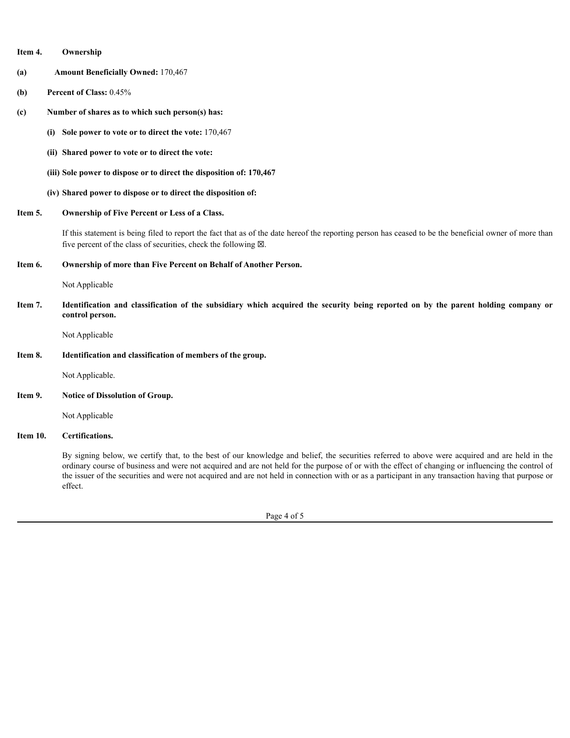**Item 4. Ownership**

**(a) Amount Beneficially Owned:** 170,467

**(b) Percent of Class:** 0.45%

**(c) Number of shares as to which such person(s) has:**

**(i) Sole power to vote or to direct the vote:** 170,467

**(ii) Shared power to vote or to direct the vote:**

**(iii) Sole power to dispose or to direct the disposition of: 170,467**

**(iv) Shared power to dispose or to direct the disposition of:**

**Item 5. Ownership of Five Percent or Less of a Class.**

If this statement is being filed to report the fact that as of the date hereof the reporting person has ceased to be the beneficial owner of more than five percent of the class of securities, check the following ☒.

**Item 6. Ownership of more than Five Percent on Behalf of Another Person.**

Not Applicable

**Item 7. Identification and classification of the subsidiary which acquired the security being reported on by the parent holding company or control person.**

Not Applicable

**Item 8. Identification and classification of members of the group.**

Not Applicable.

**Item 9. Notice of Dissolution of Group.**

Not Applicable

**Item 10. Certifications.**

By signing below, we certify that, to the best of our knowledge and belief, the securities referred to above were acquired and are held in the ordinary course of business and were not acquired and are not held for the purpose of or with the effect of changing or influencing the control of the issuer of the securities and were not acquired and are not held in connection with or as a participant in any transaction having that purpose or effect.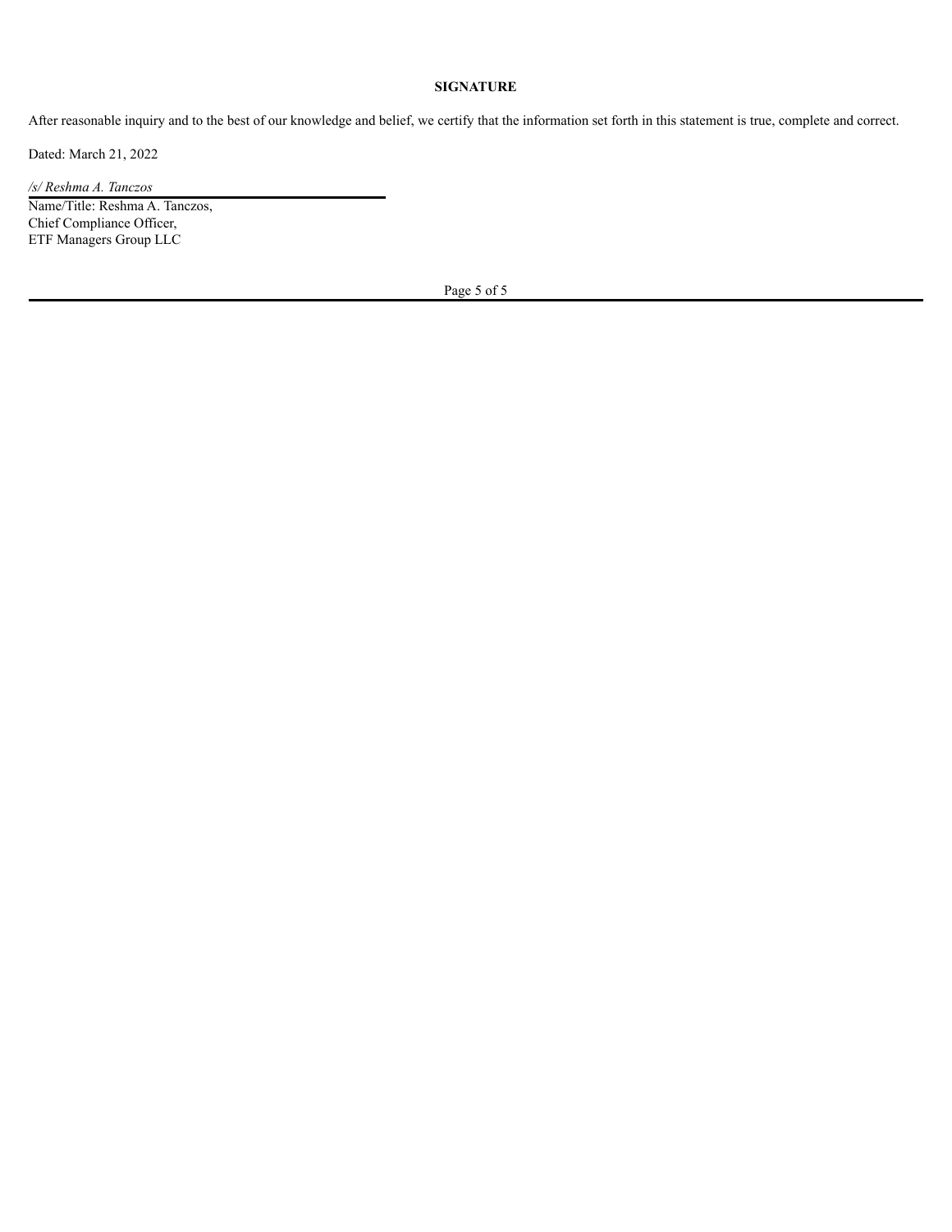**SIGNATURE**

After reasonable inquiry and to the best of our knowledge and belief, we certify that the information set forth in this statement is true, complete and correct.

Dated: March 21, 2022

*/s/ Reshma A. Tanczos*

Name/Title: Reshma A. Tanczos,
Chief Compliance Officer,
ETF Managers Group LLC